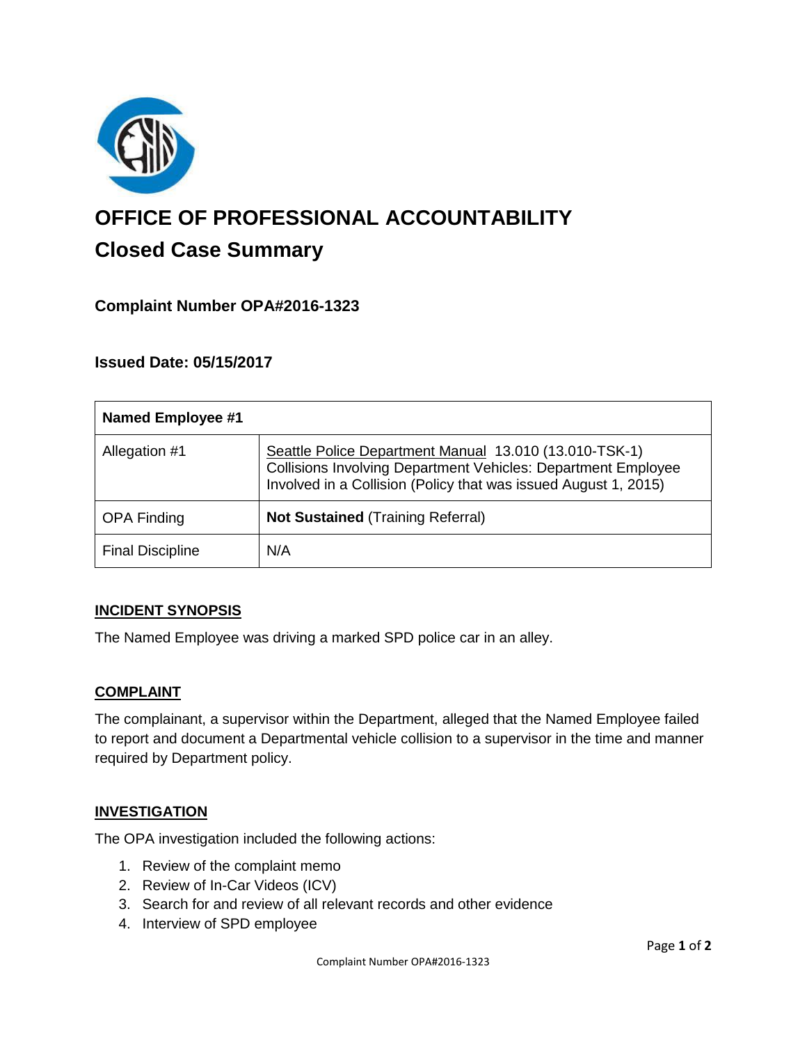# OFFICE OF PROFESSIONAL ACCOUNTABILITY

## Closed Case Summary

### Complaint Number OPA#2016-1323

### Issued Date: 05/15/2017

| Named Employee #1 | |
|---|---|
| Allegation #1 | Seattle Police Department Manual 13.010 (13.010-TSK-1) Collisions Involving Department Vehicles: Department Employee Involved in a Collision (Policy that was issued August 1, 2015) |
| OPA Finding | **Not Sustained** (Training Referral) |
| Final Discipline | N/A |

**INCIDENT SYNOPSIS**

The Named Employee was driving a marked SPD police car in an alley.

**COMPLAINT**

The complainant, a supervisor within the Department, alleged that the Named Employee failed to report and document a Departmental vehicle collision to a supervisor in the time and manner required by Department policy.

**INVESTIGATION**

The OPA investigation included the following actions:

1. Review of the complaint memo
2. Review of In-Car Videos (ICV)
3. Search for and review of all relevant records and other evidence
4. Interview of SPD employee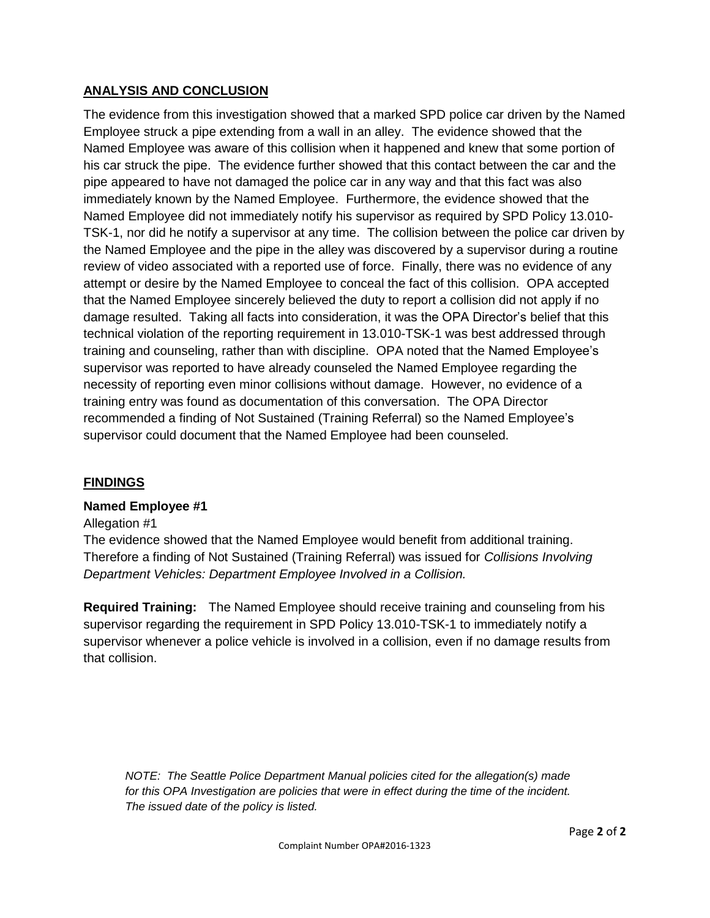## ANALYSIS AND CONCLUSION

The evidence from this investigation showed that a marked SPD police car driven by the Named Employee struck a pipe extending from a wall in an alley. The evidence showed that the Named Employee was aware of this collision when it happened and knew that some portion of his car struck the pipe. The evidence further showed that this contact between the car and the pipe appeared to have not damaged the police car in any way and that this fact was also immediately known by the Named Employee. Furthermore, the evidence showed that the Named Employee did not immediately notify his supervisor as required by SPD Policy 13.010-TSK-1, nor did he notify a supervisor at any time. The collision between the police car driven by the Named Employee and the pipe in the alley was discovered by a supervisor during a routine review of video associated with a reported use of force. Finally, there was no evidence of any attempt or desire by the Named Employee to conceal the fact of this collision. OPA accepted that the Named Employee sincerely believed the duty to report a collision did not apply if no damage resulted. Taking all facts into consideration, it was the OPA Director's belief that this technical violation of the reporting requirement in 13.010-TSK-1 was best addressed through training and counseling, rather than with discipline. OPA noted that the Named Employee's supervisor was reported to have already counseled the Named Employee regarding the necessity of reporting even minor collisions without damage. However, no evidence of a training entry was found as documentation of this conversation. The OPA Director recommended a finding of Not Sustained (Training Referral) so the Named Employee's supervisor could document that the Named Employee had been counseled.

## FINDINGS

**Named Employee #1**

Allegation #1

The evidence showed that the Named Employee would benefit from additional training. Therefore a finding of Not Sustained (Training Referral) was issued for *Collisions Involving Department Vehicles: Department Employee Involved in a Collision.*

**Required Training:** The Named Employee should receive training and counseling from his supervisor regarding the requirement in SPD Policy 13.010-TSK-1 to immediately notify a supervisor whenever a police vehicle is involved in a collision, even if no damage results from that collision.

*NOTE: The Seattle Police Department Manual policies cited for the allegation(s) made for this OPA Investigation are policies that were in effect during the time of the incident. The issued date of the policy is listed.*

Complaint Number OPA#2016-1323